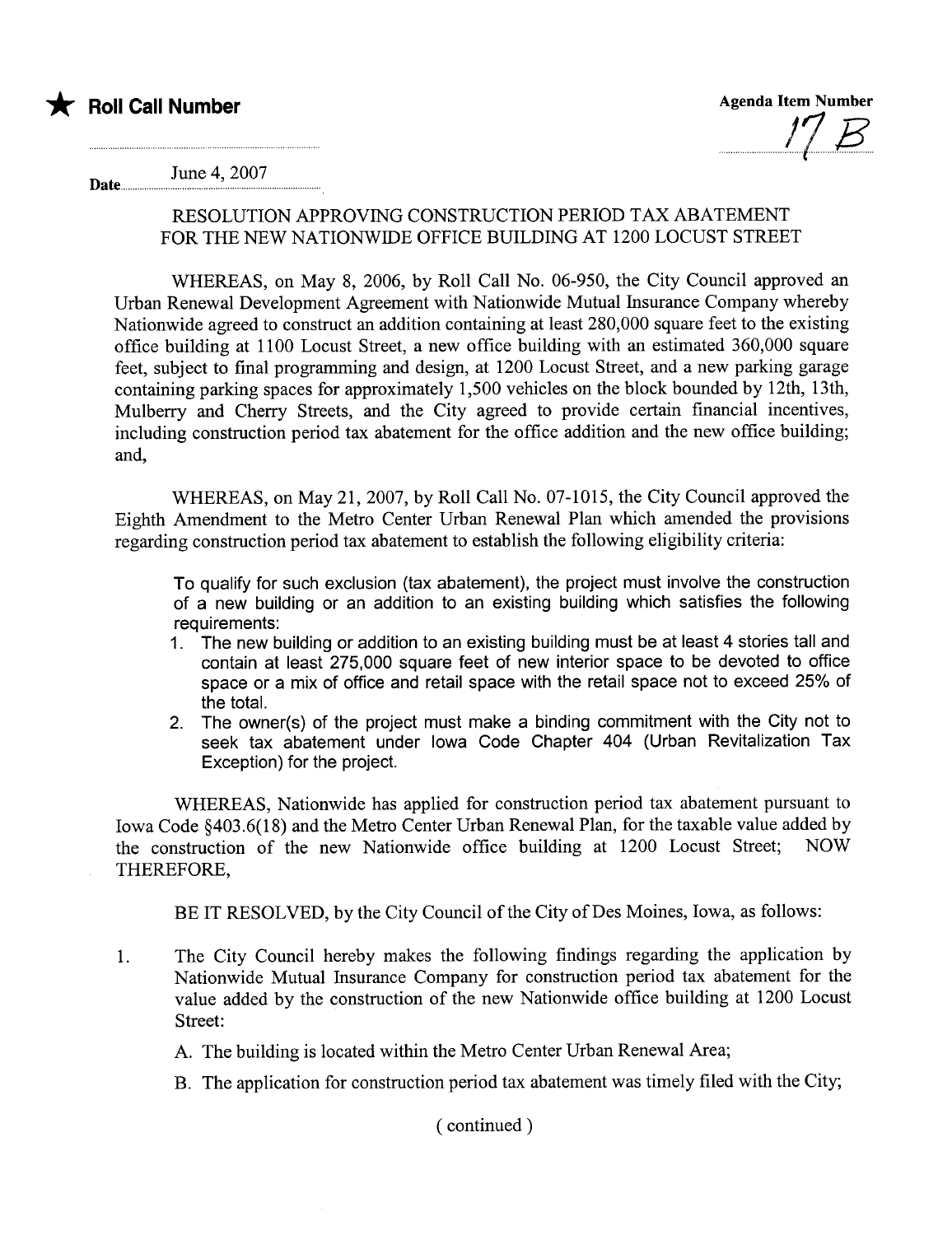★ **Roll Call Number**

**Agenda Item Number**

17B

**Date** June 4, 2007

RESOLUTION APPROVING CONSTRUCTION PERIOD TAX ABATEMENT FOR THE NEW NATIONWIDE OFFICE BUILDING AT 1200 LOCUST STREET

WHEREAS, on May 8, 2006, by Roll Call No. 06-950, the City Council approved an Urban Renewal Development Agreement with Nationwide Mutual Insurance Company whereby Nationwide agreed to construct an addition containing at least 280,000 square feet to the existing office building at 1100 Locust Street, a new office building with an estimated 360,000 square feet, subject to final programming and design, at 1200 Locust Street, and a new parking garage containing parking spaces for approximately 1,500 vehicles on the block bounded by 12th, 13th, Mulberry and Cherry Streets, and the City agreed to provide certain financial incentives, including construction period tax abatement for the office addition and the new office building; and,

WHEREAS, on May 21, 2007, by Roll Call No. 07-1015, the City Council approved the Eighth Amendment to the Metro Center Urban Renewal Plan which amended the provisions regarding construction period tax abatement to establish the following eligibility criteria:

> To qualify for such exclusion (tax abatement), the project must involve the construction of a new building or an addition to an existing building which satisfies the following requirements:
>
> 1. The new building or addition to an existing building must be at least 4 stories tall and contain at least 275,000 square feet of new interior space to be devoted to office space or a mix of office and retail space with the retail space not to exceed 25% of the total.
> 2. The owner(s) of the project must make a binding commitment with the City not to seek tax abatement under Iowa Code Chapter 404 (Urban Revitalization Tax Exception) for the project.

WHEREAS, Nationwide has applied for construction period tax abatement pursuant to Iowa Code §403.6(18) and the Metro Center Urban Renewal Plan, for the taxable value added by the construction of the new Nationwide office building at 1200 Locust Street; NOW THEREFORE,

BE IT RESOLVED, by the City Council of the City of Des Moines, Iowa, as follows:

1. The City Council hereby makes the following findings regarding the application by Nationwide Mutual Insurance Company for construction period tax abatement for the value added by the construction of the new Nationwide office building at 1200 Locust Street:

   A. The building is located within the Metro Center Urban Renewal Area;

   B. The application for construction period tax abatement was timely filed with the City;

( continued )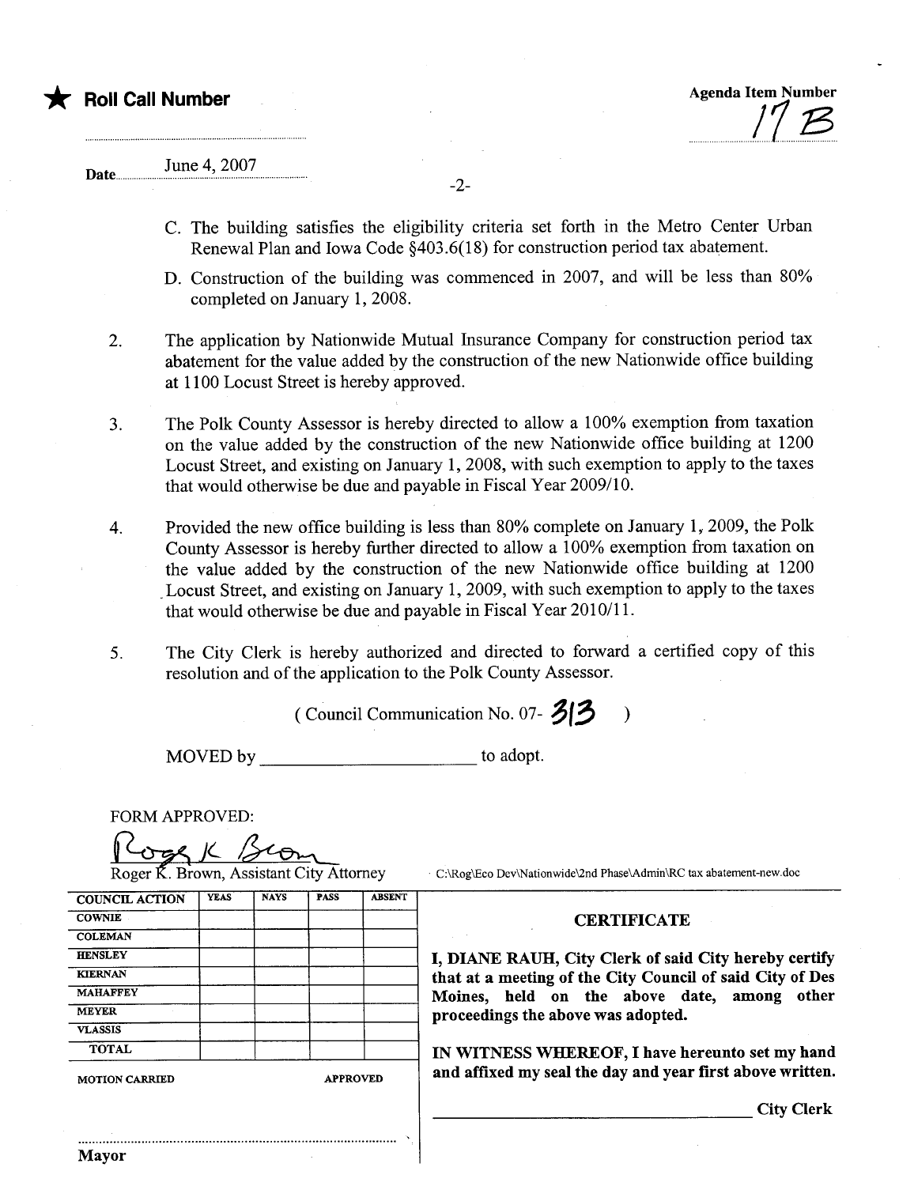★ **Roll Call Number**

**Agenda Item Number**
17 B

Date June 4, 2007

C. The building satisfies the eligibility criteria set forth in the Metro Center Urban Renewal Plan and Iowa Code §403.6(18) for construction period tax abatement.

D. Construction of the building was commenced in 2007, and will be less than 80% completed on January 1, 2008.

2. The application by Nationwide Mutual Insurance Company for construction period tax abatement for the value added by the construction of the new Nationwide office building at 1100 Locust Street is hereby approved.

3. The Polk County Assessor is hereby directed to allow a 100% exemption from taxation on the value added by the construction of the new Nationwide office building at 1200 Locust Street, and existing on January 1, 2008, with such exemption to apply to the taxes that would otherwise be due and payable in Fiscal Year 2009/10.

4. Provided the new office building is less than 80% complete on January 1, 2009, the Polk County Assessor is hereby further directed to allow a 100% exemption from taxation on the value added by the construction of the new Nationwide office building at 1200 Locust Street, and existing on January 1, 2009, with such exemption to apply to the taxes that would otherwise be due and payable in Fiscal Year 2010/11.

5. The City Clerk is hereby authorized and directed to forward a certified copy of this resolution and of the application to the Polk County Assessor.

( Council Communication No. 07- 313 )

MOVED by ______________________ to adopt.

FORM APPROVED:

Roger K. Brown, Assistant City Attorney

C:\Rog\Eco Dev\Nationwide\2nd Phase\Admin\RC tax abatement-new.doc

| COUNCIL ACTION | YEAS | NAYS | PASS | ABSENT |
|---|---|---|---|---|
| COWNIE | | | | |
| COLEMAN | | | | |
| HENSLEY | | | | |
| KIERNAN | | | | |
| MAHAFFEY | | | | |
| MEYER | | | | |
| VLASSIS | | | | |
| TOTAL | | | | |

MOTION CARRIED APPROVED

..........................................................................................

Mayor

**CERTIFICATE**

**I, DIANE RAUH, City Clerk of said City hereby certify that at a meeting of the City Council of said City of Des Moines, held on the above date, among other proceedings the above was adopted.**

**IN WITNESS WHEREOF, I have hereunto set my hand and affixed my seal the day and year first above written.**

______________________________ **City Clerk**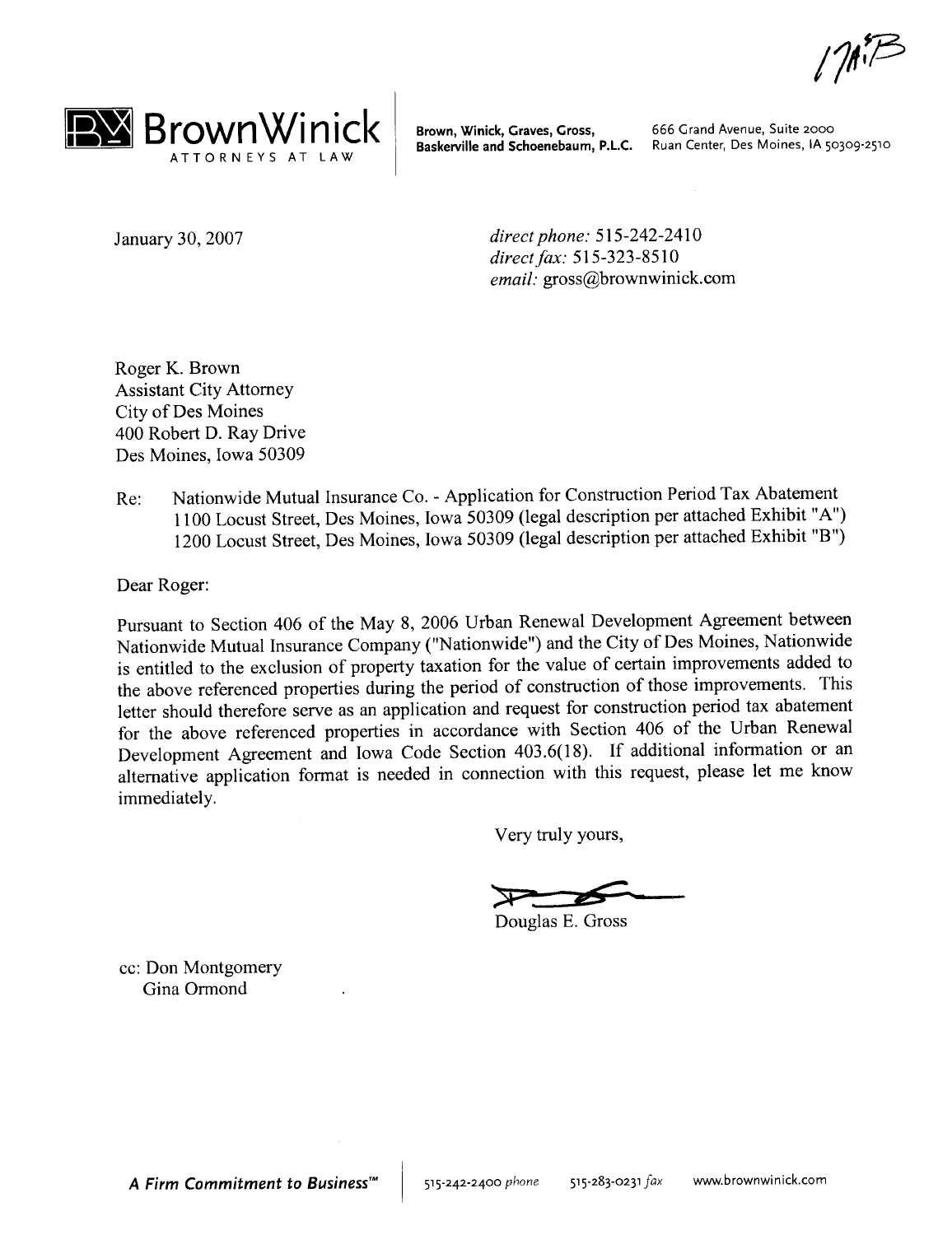17A:B

**BrownWinick**
ATTORNEYS AT LAW

**Brown, Winick, Graves, Gross, Baskerville and Schoenebaum, P.L.C.**
666 Grand Avenue, Suite 2000
Ruan Center, Des Moines, IA 50309-2510

January 30, 2007

*direct phone:* 515-242-2410
*direct fax:* 515-323-8510
*email:* gross@brownwinick.com

Roger K. Brown
Assistant City Attorney
City of Des Moines
400 Robert D. Ray Drive
Des Moines, Iowa 50309

Re: Nationwide Mutual Insurance Co. - Application for Construction Period Tax Abatement
1100 Locust Street, Des Moines, Iowa 50309 (legal description per attached Exhibit "A")
1200 Locust Street, Des Moines, Iowa 50309 (legal description per attached Exhibit "B")

Dear Roger:

Pursuant to Section 406 of the May 8, 2006 Urban Renewal Development Agreement between Nationwide Mutual Insurance Company ("Nationwide") and the City of Des Moines, Nationwide is entitled to the exclusion of property taxation for the value of certain improvements added to the above referenced properties during the period of construction of those improvements. This letter should therefore serve as an application and request for construction period tax abatement for the above referenced properties in accordance with Section 406 of the Urban Renewal Development Agreement and Iowa Code Section 403.6(18). If additional information or an alternative application format is needed in connection with this request, please let me know immediately.

Very truly yours,

Douglas E. Gross

cc: Don Montgomery
Gina Ormond

*A Firm Commitment to Business*™ | 515-242-2400 *phone* 515-283-0231 *fax* www.brownwinick.com